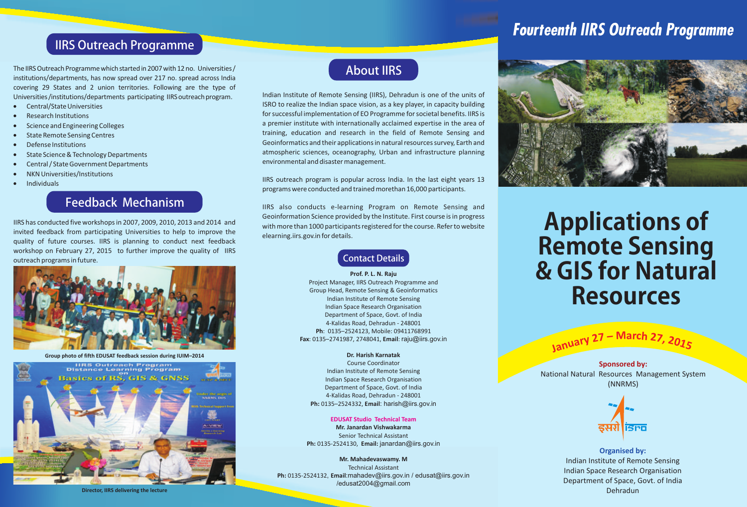## IIRS Outreach Programme

The IIRS Outreach Programme which started in 2007 with 12 no. Universities / institutions/departments, has now spread over 217 no. spread across India covering 29 States and 2 union territories. Following are the type of Universities /institutions/departments participating IIRS outreach program.

- Central/State Universities
- Research Institutions
- Science and Engineering Colleges
- State Remote Sensing Centres
- Defense Institutions
- State Science & Technology Departments
- Central / State Government Departments
- NKN Universities/Institutions
- Individuals

## Feedback Mechanism

IIRS has conducted five workshops in 2007, 2009, 2010, 2013 and 2014 and invited feedback from participating Universities to help to improve the quality of future courses. IIRS is planning to conduct next feedback workshop on February 27, 2015 to further improve the quality of IIRS outreach programs in future.

Group photo of fifth EDUSAT feedback session during IUIM–2014

Director, IIRS delivering the lecture

## About IIRS

Indian Institute of Remote Sensing (IIRS), Dehradun is one of the units of ISRO to realize the Indian space vision, as a key player, in capacity building for successful implementation of EO Programme for societal benefits. IIRS is a premier institute with internationally acclaimed expertise in the area of training, education and research in the field of Remote Sensing and Geoinformatics and their applications in natural resources survey, Earth and atmospheric sciences, oceanography, Urban and infrastructure planning environmental and disaster management.

IIRS outreach program is popular across India. In the last eight years 13 programs were conducted and trained morethan 16,000 participants.

IIRS also conducts e-learning Program on Remote Sensing and Geoinformation Science provided by the Institute. First course is in progress with more than 1000 participants registered for the course. Refer to website elearning.iirs.gov.in for details.

## Contact Details

**Prof. P. L. N. Raju**
Project Manager, IIRS Outreach Programme and
Group Head, Remote Sensing & Geoinformatics
Indian Institute of Remote Sensing
Indian Space Research Organisation
Department of Space, Govt. of India
4-Kalidas Road, Dehradun - 248001
**Ph**: 0135–2524123, Mobile: 09411768991
**Fax**: 0135–2741987, 2748041, **Email**: raju@iirs.gov.in

**Dr. Harish Karnatak**
Course Coordinator
Indian Institute of Remote Sensing
Indian Space Research Organisation
Department of Space, Govt. of India
4-Kalidas Road, Dehradun - 248001
**Ph:** 0135–2524332, **Email**: harish@iirs.gov.in

**EDUSAT Studio Technical Team**

**Mr. Janardan Vishwakarma**
Senior Technical Assistant
**Ph:** 0135-2524130, **Email:** janardan@iirs.gov.in

**Mr. Mahadevaswamy. M**
Technical Assistant
**Ph:** 0135-2524132, **Email**:mahadev@iirs.gov.in / edusat@iirs.gov.in /edusat2004@gmail.com

# *Fourteenth IIRS Outreach Programme*

# Applications of Remote Sensing & GIS for Natural Resources

**January 27 – March 27, 2015**

**Sponsored by:**
National Natural Resources Management System (NNRMS)

इसरो isro

**Organised by:**
Indian Institute of Remote Sensing
Indian Space Research Organisation
Department of Space, Govt. of India
Dehradun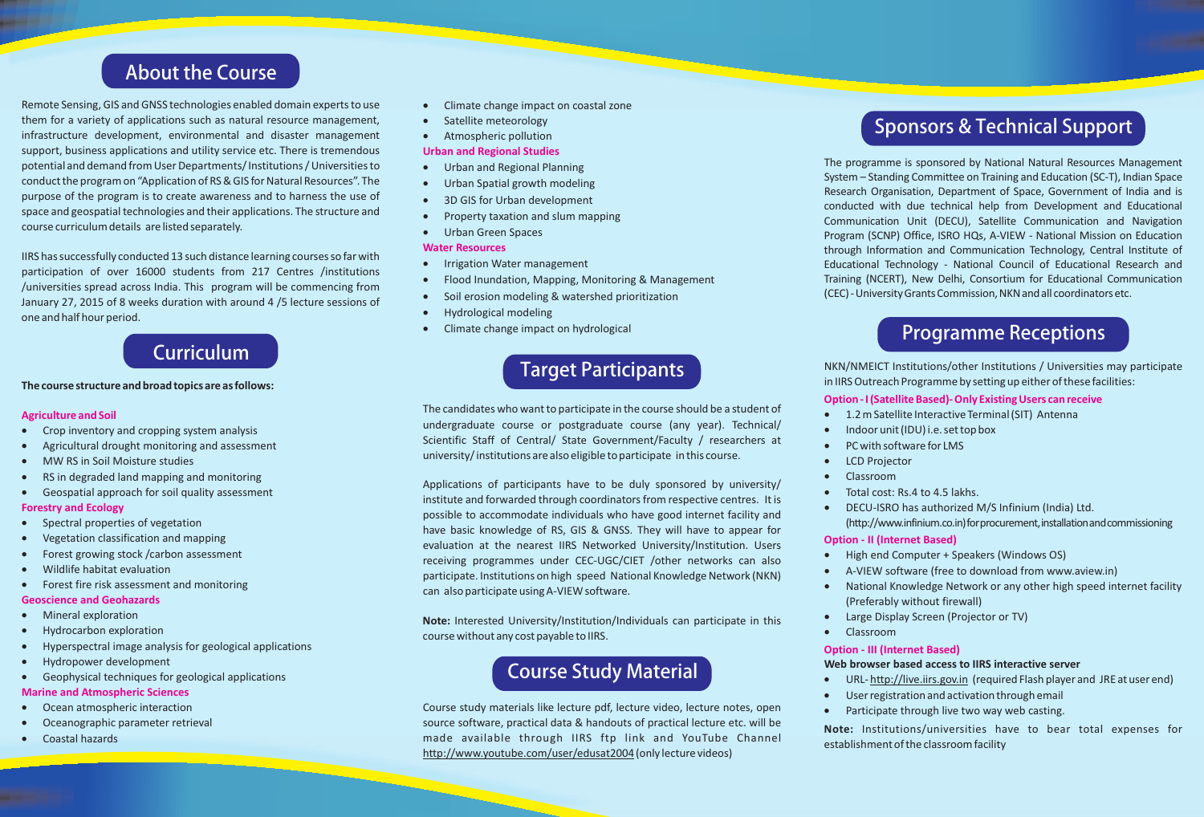## About the Course

Remote Sensing, GIS and GNSS technologies enabled domain experts to use them for a variety of applications such as natural resource management, infrastructure development, environmental and disaster management support, business applications and utility service etc. There is tremendous potential and demand from User Departments/ Institutions / Universities to conduct the program on "Application of RS & GIS for Natural Resources". The purpose of the program is to create awareness and to harness the use of space and geospatial technologies and their applications. The structure and course curriculum details are listed separately.

IIRS has successfully conducted 13 such distance learning courses so far with participation of over 16000 students from 217 Centres /institutions /universities spread across India. This program will be commencing from January 27, 2015 of 8 weeks duration with around 4 /5 lecture sessions of one and half hour period.

## Curriculum

**The course structure and broad topics are as follows:**

**Agriculture and Soil**

- Crop inventory and cropping system analysis
- Agricultural drought monitoring and assessment
- MW RS in Soil Moisture studies
- RS in degraded land mapping and monitoring
- Geospatial approach for soil quality assessment

**Forestry and Ecology**

- Spectral properties of vegetation
- Vegetation classification and mapping
- Forest growing stock /carbon assessment
- Wildlife habitat evaluation
- Forest fire risk assessment and monitoring

**Geoscience and Geohazards**

- Mineral exploration
- Hydrocarbon exploration
- Hyperspectral image analysis for geological applications
- Hydropower development
- Geophysical techniques for geological applications

**Marine and Atmospheric Sciences**

- Ocean atmospheric interaction
- Oceanographic parameter retrieval
- Coastal hazards
- Climate change impact on coastal zone
- Satellite meteorology
- Atmospheric pollution

**Urban and Regional Studies**

- Urban and Regional Planning
- Urban Spatial growth modeling
- 3D GIS for Urban development
- Property taxation and slum mapping
- Urban Green Spaces

**Water Resources**

- Irrigation Water management
- Flood Inundation, Mapping, Monitoring & Management
- Soil erosion modeling & watershed prioritization
- Hydrological modeling
- Climate change impact on hydrological

## Target Participants

The candidates who want to participate in the course should be a student of undergraduate course or postgraduate course (any year). Technical/ Scientific Staff of Central/ State Government/Faculty / researchers at university/ institutions are also eligible to participate in this course.

Applications of participants have to be duly sponsored by university/ institute and forwarded through coordinators from respective centres. It is possible to accommodate individuals who have good internet facility and have basic knowledge of RS, GIS & GNSS. They will have to appear for evaluation at the nearest IIRS Networked University/Institution. Users receiving programmes under CEC-UGC/CIET /other networks can also participate. Institutions on high speed National Knowledge Network (NKN) can also participate using A-VIEW software.

**Note:** Interested University/Institution/Individuals can participate in this course without any cost payable to IIRS.

## Course Study Material

Course study materials like lecture pdf, lecture video, lecture notes, open source software, practical data & handouts of practical lecture etc. will be made available through IIRS ftp link and YouTube Channel http://www.youtube.com/user/edusat2004 (only lecture videos)

## Sponsors & Technical Support

The programme is sponsored by National Natural Resources Management System – Standing Committee on Training and Education (SC-T), Indian Space Research Organisation, Department of Space, Government of India and is conducted with due technical help from Development and Educational Communication Unit (DECU), Satellite Communication and Navigation Program (SCNP) Office, ISRO HQs, A-VIEW - National Mission on Education through Information and Communication Technology, Central Institute of Educational Technology - National Council of Educational Research and Training (NCERT), New Delhi, Consortium for Educational Communication (CEC) - University Grants Commission, NKN and all coordinators etc.

## Programme Receptions

NKN/NMEICT Institutions/other Institutions / Universities may participate in IIRS Outreach Programme by setting up either of these facilities:

**Option - I (Satellite Based)- Only Existing Users can receive**

- 1.2 m Satellite Interactive Terminal (SIT) Antenna
- Indoor unit (IDU) i.e. set top box
- PC with software for LMS
- LCD Projector
- Classroom
- Total cost: Rs.4 to 4.5 lakhs.
- DECU-ISRO has authorized M/S Infinium (India) Ltd. (http://www.infinium.co.in) for procurement, installation and commissioning

**Option - II (Internet Based)**

- High end Computer + Speakers (Windows OS)
- A-VIEW software (free to download from www.aview.in)
- National Knowledge Network or any other high speed internet facility (Preferably without firewall)
- Large Display Screen (Projector or TV)
- Classroom

**Option - III (Internet Based)**

**Web browser based access to IIRS interactive server**

- URL- http://live.iirs.gov.in (required Flash player and JRE at user end)
- User registration and activation through email
- Participate through live two way web casting.

**Note:** Institutions/universities have to bear total expenses for establishment of the classroom facility